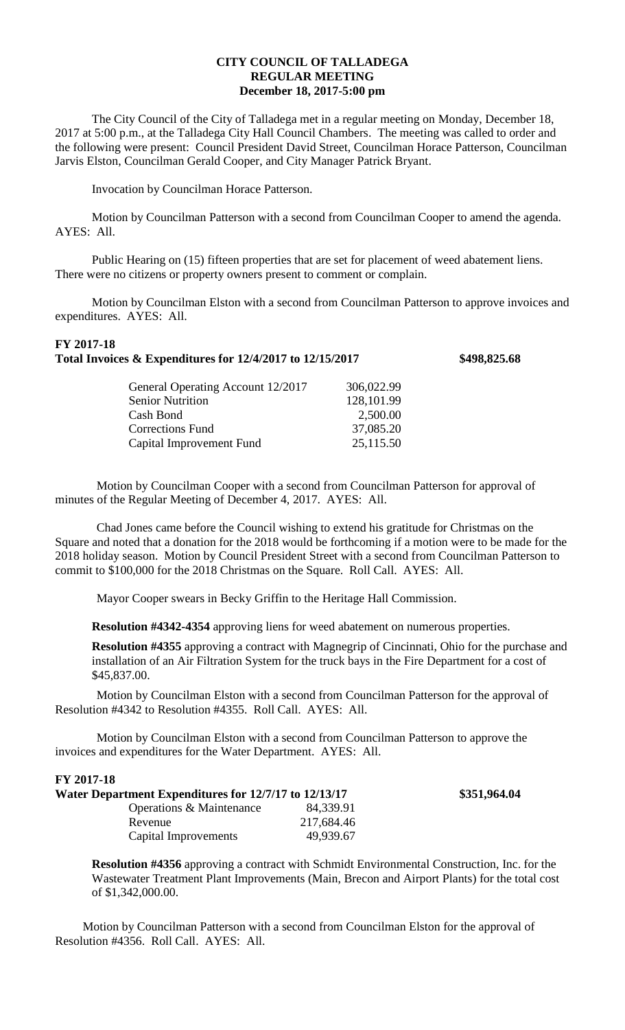**CITY COUNCIL OF TALLADEGA**
**REGULAR MEETING**
**December 18, 2017-5:00 pm**

The City Council of the City of Talladega met in a regular meeting on Monday, December 18, 2017 at 5:00 p.m., at the Talladega City Hall Council Chambers. The meeting was called to order and the following were present: Council President David Street, Councilman Horace Patterson, Councilman Jarvis Elston, Councilman Gerald Cooper, and City Manager Patrick Bryant.

Invocation by Councilman Horace Patterson.

Motion by Councilman Patterson with a second from Councilman Cooper to amend the agenda. AYES: All.

Public Hearing on (15) fifteen properties that are set for placement of weed abatement liens. There were no citizens or property owners present to comment or complain.

Motion by Councilman Elston with a second from Councilman Patterson to approve invoices and expenditures. AYES: All.

**FY 2017-18**
**Total Invoices & Expenditures for 12/4/2017 to 12/15/2017 \$498,825.68**

| | |
|---|---|
| General Operating Account 12/2017 | 306,022.99 |
| Senior Nutrition | 128,101.99 |
| Cash Bond | 2,500.00 |
| Corrections Fund | 37,085.20 |
| Capital Improvement Fund | 25,115.50 |

Motion by Councilman Cooper with a second from Councilman Patterson for approval of minutes of the Regular Meeting of December 4, 2017. AYES: All.

Chad Jones came before the Council wishing to extend his gratitude for Christmas on the Square and noted that a donation for the 2018 would be forthcoming if a motion were to be made for the 2018 holiday season. Motion by Council President Street with a second from Councilman Patterson to commit to \$100,000 for the 2018 Christmas on the Square. Roll Call. AYES: All.

Mayor Cooper swears in Becky Griffin to the Heritage Hall Commission.

**Resolution #4342-4354** approving liens for weed abatement on numerous properties.

**Resolution #4355** approving a contract with Magnegrip of Cincinnati, Ohio for the purchase and installation of an Air Filtration System for the truck bays in the Fire Department for a cost of \$45,837.00.

Motion by Councilman Elston with a second from Councilman Patterson for the approval of Resolution #4342 to Resolution #4355. Roll Call. AYES: All.

Motion by Councilman Elston with a second from Councilman Patterson to approve the invoices and expenditures for the Water Department. AYES: All.

**FY 2017-18**
**Water Department Expenditures for 12/7/17 to 12/13/17 \$351,964.04**

| | |
|---|---|
| Operations & Maintenance | 84,339.91 |
| Revenue | 217,684.46 |
| Capital Improvements | 49,939.67 |

**Resolution #4356** approving a contract with Schmidt Environmental Construction, Inc. for the Wastewater Treatment Plant Improvements (Main, Brecon and Airport Plants) for the total cost of \$1,342,000.00.

Motion by Councilman Patterson with a second from Councilman Elston for the approval of Resolution #4356. Roll Call. AYES: All.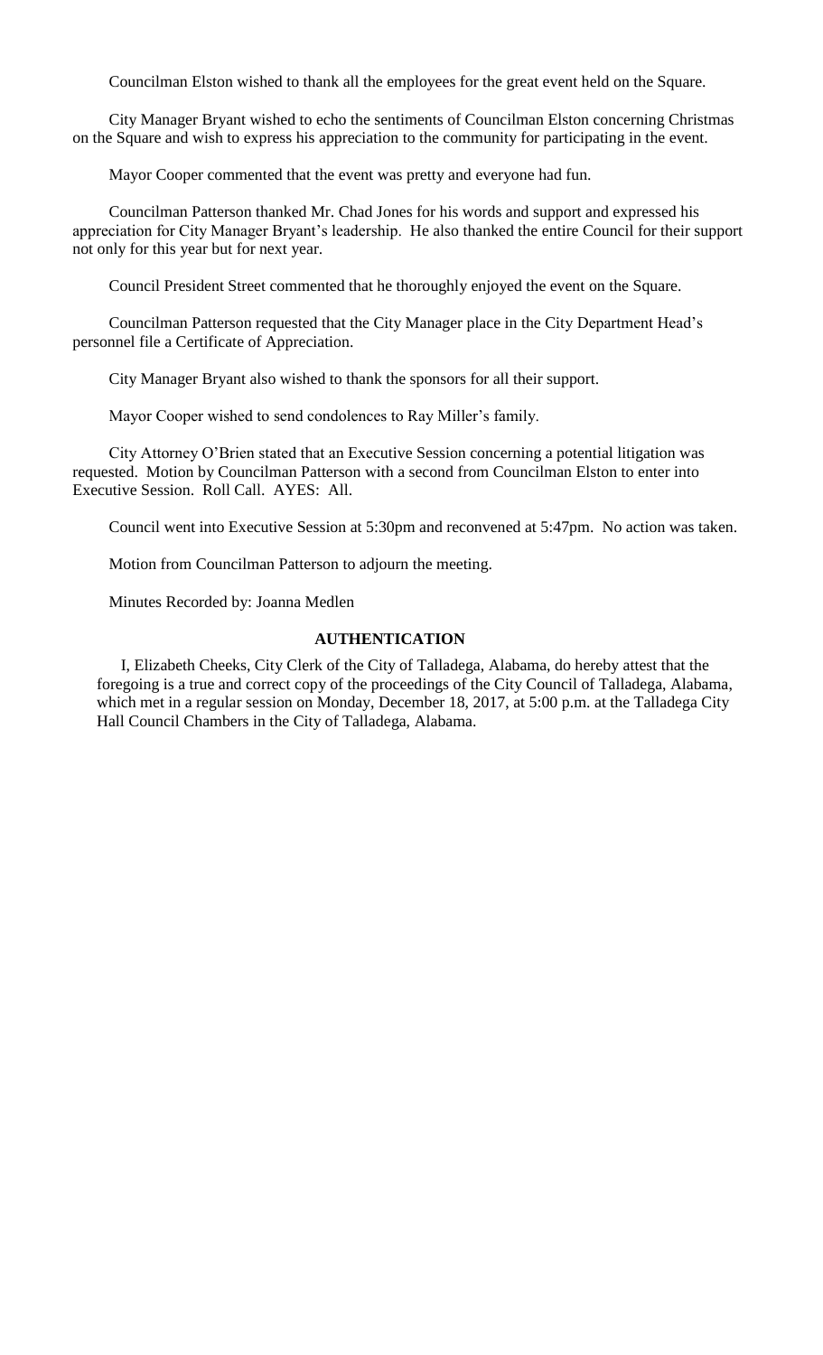Councilman Elston wished to thank all the employees for the great event held on the Square.

City Manager Bryant wished to echo the sentiments of Councilman Elston concerning Christmas on the Square and wish to express his appreciation to the community for participating in the event.

Mayor Cooper commented that the event was pretty and everyone had fun.

Councilman Patterson thanked Mr. Chad Jones for his words and support and expressed his appreciation for City Manager Bryant's leadership. He also thanked the entire Council for their support not only for this year but for next year.

Council President Street commented that he thoroughly enjoyed the event on the Square.

Councilman Patterson requested that the City Manager place in the City Department Head's personnel file a Certificate of Appreciation.

City Manager Bryant also wished to thank the sponsors for all their support.

Mayor Cooper wished to send condolences to Ray Miller's family.

City Attorney O'Brien stated that an Executive Session concerning a potential litigation was requested. Motion by Councilman Patterson with a second from Councilman Elston to enter into Executive Session. Roll Call. AYES: All.

Council went into Executive Session at 5:30pm and reconvened at 5:47pm. No action was taken.

Motion from Councilman Patterson to adjourn the meeting.

Minutes Recorded by: Joanna Medlen

## AUTHENTICATION

I, Elizabeth Cheeks, City Clerk of the City of Talladega, Alabama, do hereby attest that the foregoing is a true and correct copy of the proceedings of the City Council of Talladega, Alabama, which met in a regular session on Monday, December 18, 2017, at 5:00 p.m. at the Talladega City Hall Council Chambers in the City of Talladega, Alabama.